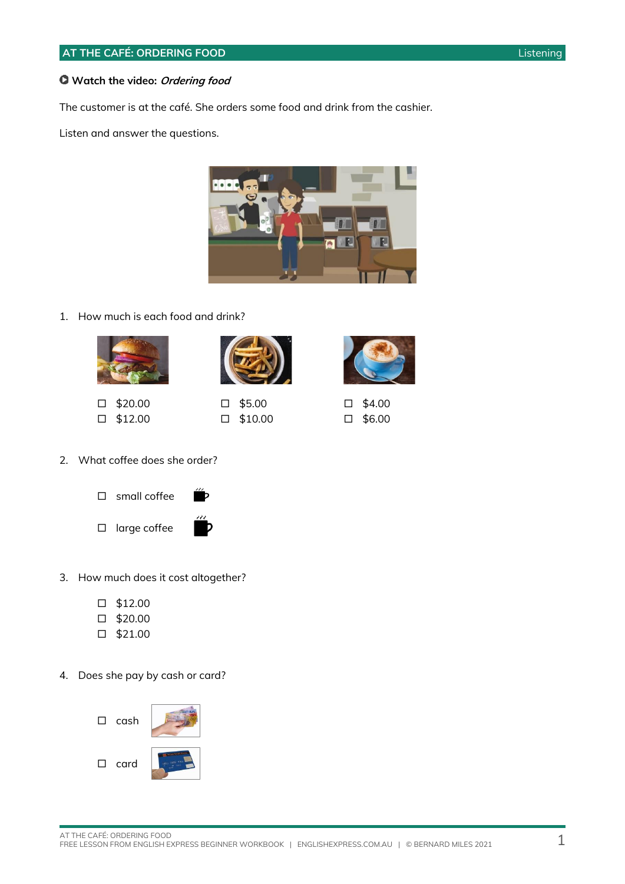## AT THE CAFÉ: ORDERING FOOD

Listening

**Watch the video:** ***Ordering food***

The customer is at the café. She orders some food and drink from the cashier.

Listen and answer the questions.

1. How much is each food and drink?

| Burger | Fries | Coffee |
|---|---|---|
| ☐ $20.00 | ☐ $5.00 | ☐ $4.00 |
| ☐ $12.00 | ☐ $10.00 | ☐ $6.00 |

2. What coffee does she order?

   ☐ small coffee

   ☐ large coffee

3. How much does it cost altogether?

   ☐ $12.00
   ☐ $20.00
   ☐ $21.00

4. Does she pay by cash or card?

   ☐ cash

   ☐ card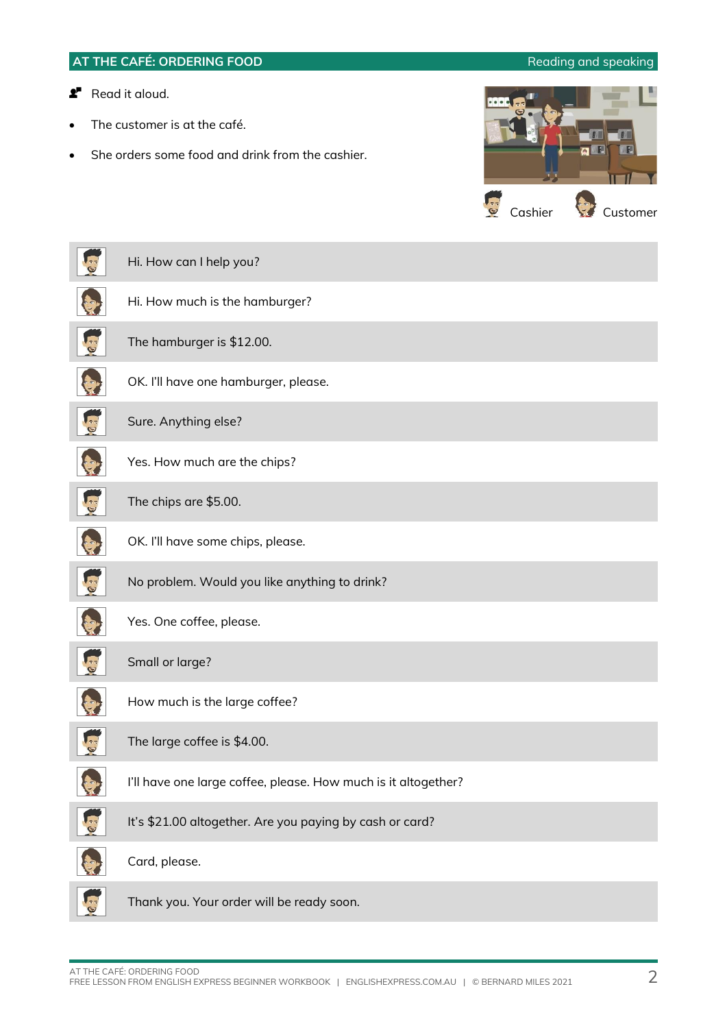## AT THE CAFÉ: ORDERING FOOD

Reading and speaking

Read it aloud.

- The customer is at the café.
- She orders some food and drink from the cashier.

Cashier | Customer

| Speaker | |
|---|---|
| Cashier | Hi. How can I help you? |
| Customer | Hi. How much is the hamburger? |
| Cashier | The hamburger is $12.00. |
| Customer | OK. I'll have one hamburger, please. |
| Cashier | Sure. Anything else? |
| Customer | Yes. How much are the chips? |
| Cashier | The chips are $5.00. |
| Customer | OK. I'll have some chips, please. |
| Cashier | No problem. Would you like anything to drink? |
| Customer | Yes. One coffee, please. |
| Cashier | Small or large? |
| Customer | How much is the large coffee? |
| Cashier | The large coffee is $4.00. |
| Customer | I'll have one large coffee, please. How much is it altogether? |
| Cashier | It's $21.00 altogether. Are you paying by cash or card? |
| Customer | Card, please. |
| Cashier | Thank you. Your order will be ready soon. |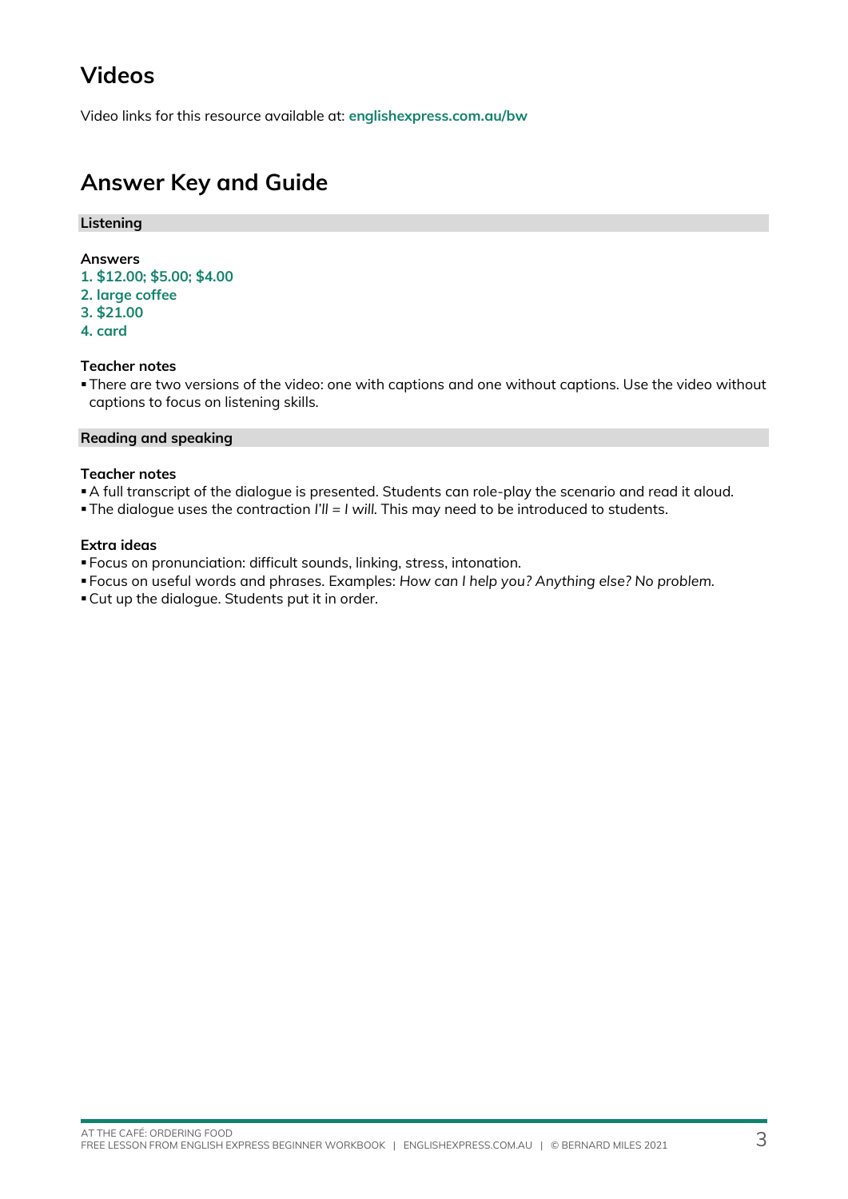## Videos

Video links for this resource available at: **englishexpress.com.au/bw**

## Answer Key and Guide

### Listening

**Answers**

1. $12.00; $5.00; $4.00
2. large coffee
3. $21.00
4. card

**Teacher notes**

- There are two versions of the video: one with captions and one without captions. Use the video without captions to focus on listening skills.

### Reading and speaking

**Teacher notes**

- A full transcript of the dialogue is presented. Students can role-play the scenario and read it aloud.
- The dialogue uses the contraction *I'll = I will.* This may need to be introduced to students.

**Extra ideas**

- Focus on pronunciation: difficult sounds, linking, stress, intonation.
- Focus on useful words and phrases. Examples: *How can I help you? Anything else? No problem.*
- Cut up the dialogue. Students put it in order.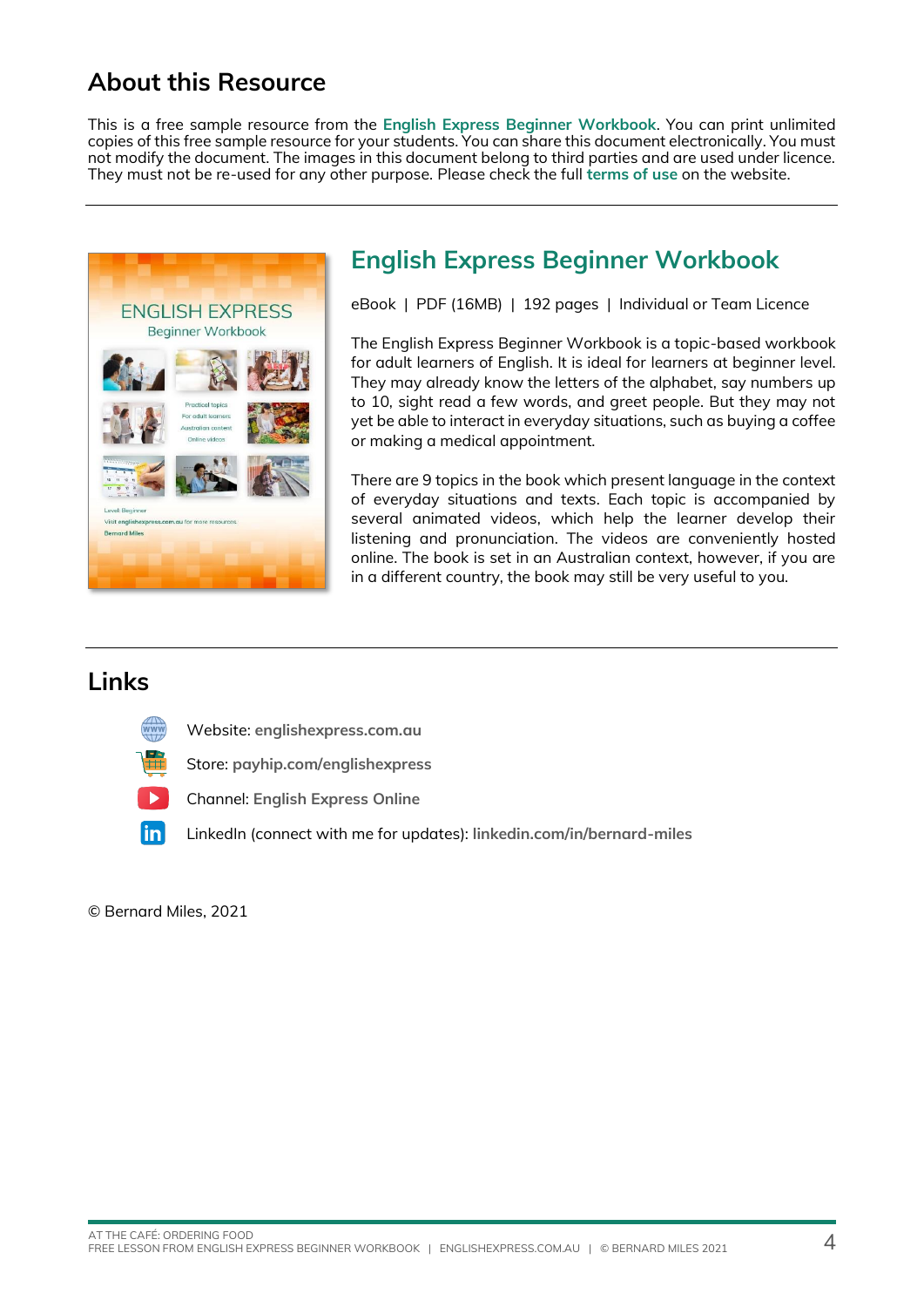## About this Resource

This is a free sample resource from the **English Express Beginner Workbook**. You can print unlimited copies of this free sample resource for your students. You can share this document electronically. You must not modify the document. The images in this document belong to third parties and are used under licence. They must not be re-used for any other purpose. Please check the full **terms of use** on the website.

## English Express Beginner Workbook

eBook | PDF (16MB) | 192 pages | Individual or Team Licence

The English Express Beginner Workbook is a topic-based workbook for adult learners of English. It is ideal for learners at beginner level. They may already know the letters of the alphabet, say numbers up to 10, sight read a few words, and greet people. But they may not yet be able to interact in everyday situations, such as buying a coffee or making a medical appointment.

There are 9 topics in the book which present language in the context of everyday situations and texts. Each topic is accompanied by several animated videos, which help the learner develop their listening and pronunciation. The videos are conveniently hosted online. The book is set in an Australian context, however, if you are in a different country, the book may still be very useful to you.

## Links

- Website: **englishexpress.com.au**
- Store: **payhip.com/englishexpress**
- Channel: **English Express Online**
- LinkedIn (connect with me for updates): **linkedin.com/in/bernard-miles**

© Bernard Miles, 2021